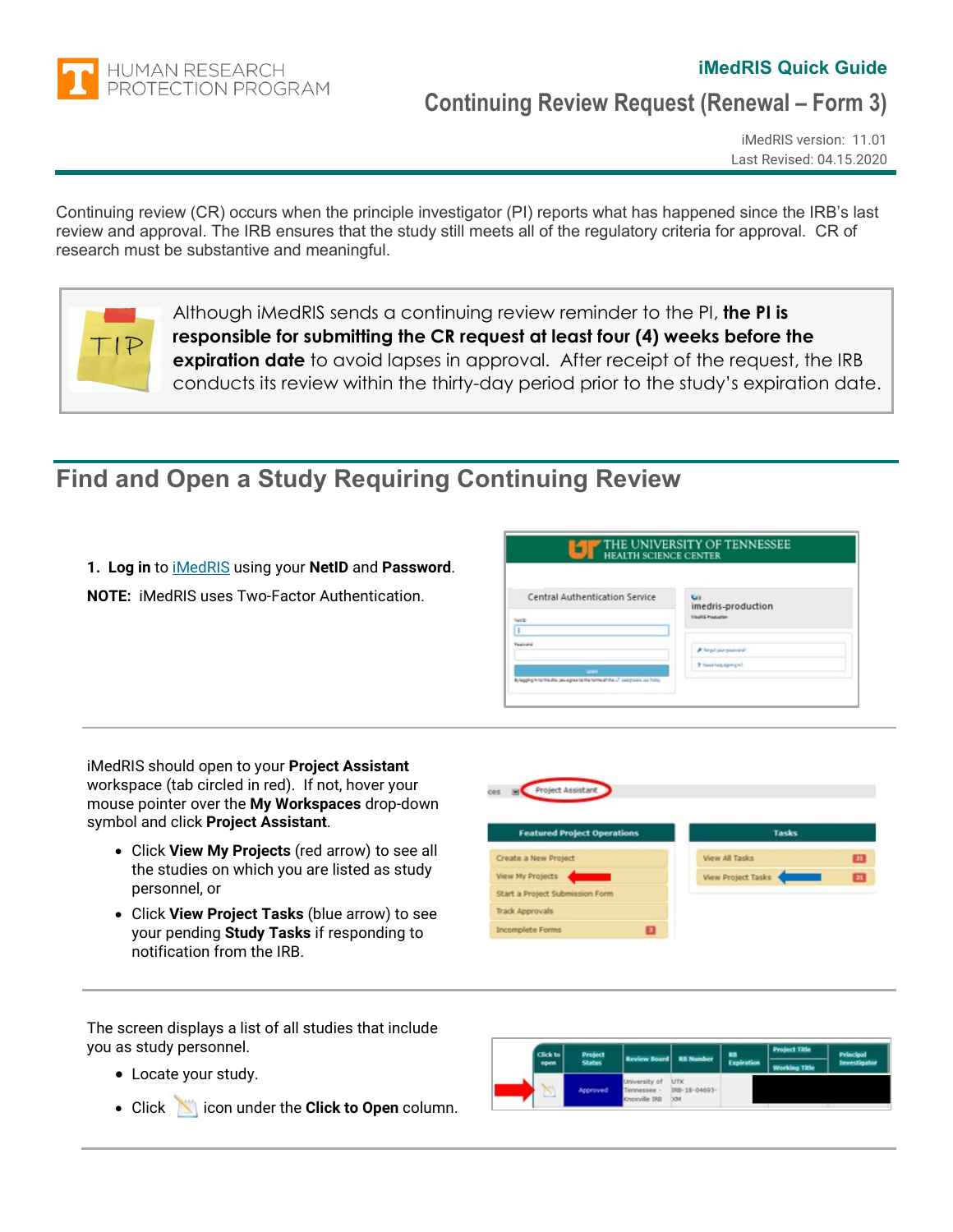HUMAN RESEARCH PROTECTION PROGRAM

**iMedRIS Quick Guide**

# Continuing Review Request (Renewal – Form 3)

iMedRIS version: 11.01
Last Revised: 04.15.2020

Continuing review (CR) occurs when the principle investigator (PI) reports what has happened since the IRB's last review and approval. The IRB ensures that the study still meets all of the regulatory criteria for approval. CR of research must be substantive and meaningful.

> TIP: Although iMedRIS sends a continuing review reminder to the PI, **the PI is responsible for submitting the CR request at least four (4) weeks before the expiration date** to avoid lapses in approval. After receipt of the request, the IRB conducts its review within the thirty-day period prior to the study's expiration date.

## Find and Open a Study Requiring Continuing Review

1. **Log in** to iMedRIS using your **NetID** and **Password**.

**NOTE:** iMedRIS uses Two-Factor Authentication.

---

iMedRIS should open to your **Project Assistant** workspace (tab circled in red). If not, hover your mouse pointer over the **My Workspaces** drop-down symbol and click **Project Assistant**.

- Click **View My Projects** (red arrow) to see all the studies on which you are listed as study personnel, or
- Click **View Project Tasks** (blue arrow) to see your pending **Study Tasks** if responding to notification from the IRB.

---

The screen displays a list of all studies that include you as study personnel.

- Locate your study.
- Click icon under the **Click to Open** column.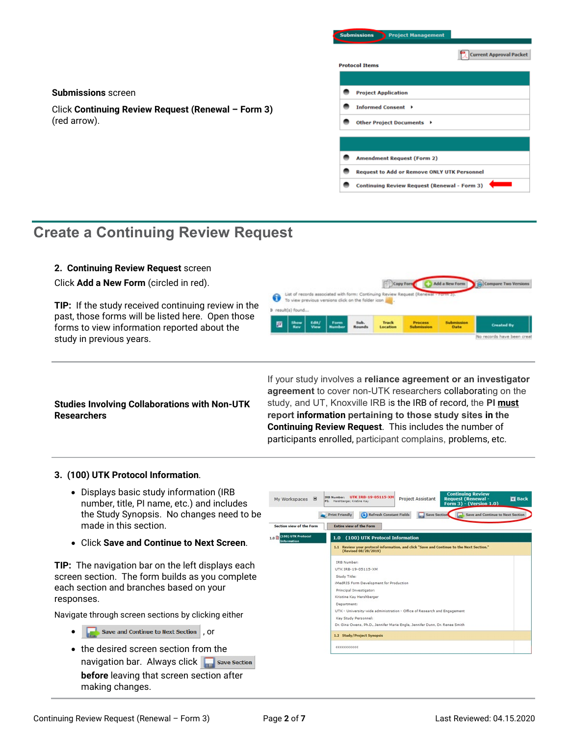**Submissions** screen

Click **Continuing Review Request (Renewal – Form 3)** (red arrow).

## Create a Continuing Review Request

2. **Continuing Review Request** screen

Click **Add a New Form** (circled in red).

**TIP:** If the study received continuing review in the past, those forms will be listed here. Open those forms to view information reported about the study in previous years.

**Studies Involving Collaborations with Non-UTK Researchers**

If your study involves a **reliance agreement or an investigator agreement** to cover non-UTK researchers collaborating on the study, and UT, Knoxville IRB is the IRB of record, the **PI must report information pertaining to those study sites in the Continuing Review Request**. This includes the number of participants enrolled, participant complains, problems, etc.

3. **(100) UTK Protocol Information**.

- Displays basic study information (IRB number, title, PI name, etc.) and includes the Study Synopsis. No changes need to be made in this section.
- Click **Save and Continue to Next Screen**.

**TIP:** The navigation bar on the left displays each screen section. The form builds as you complete each section and branches based on your responses.

Navigate through screen sections by clicking either

- Save and Continue to Next Section, or
- the desired screen section from the navigation bar. Always click Save Section **before** leaving that screen section after making changes.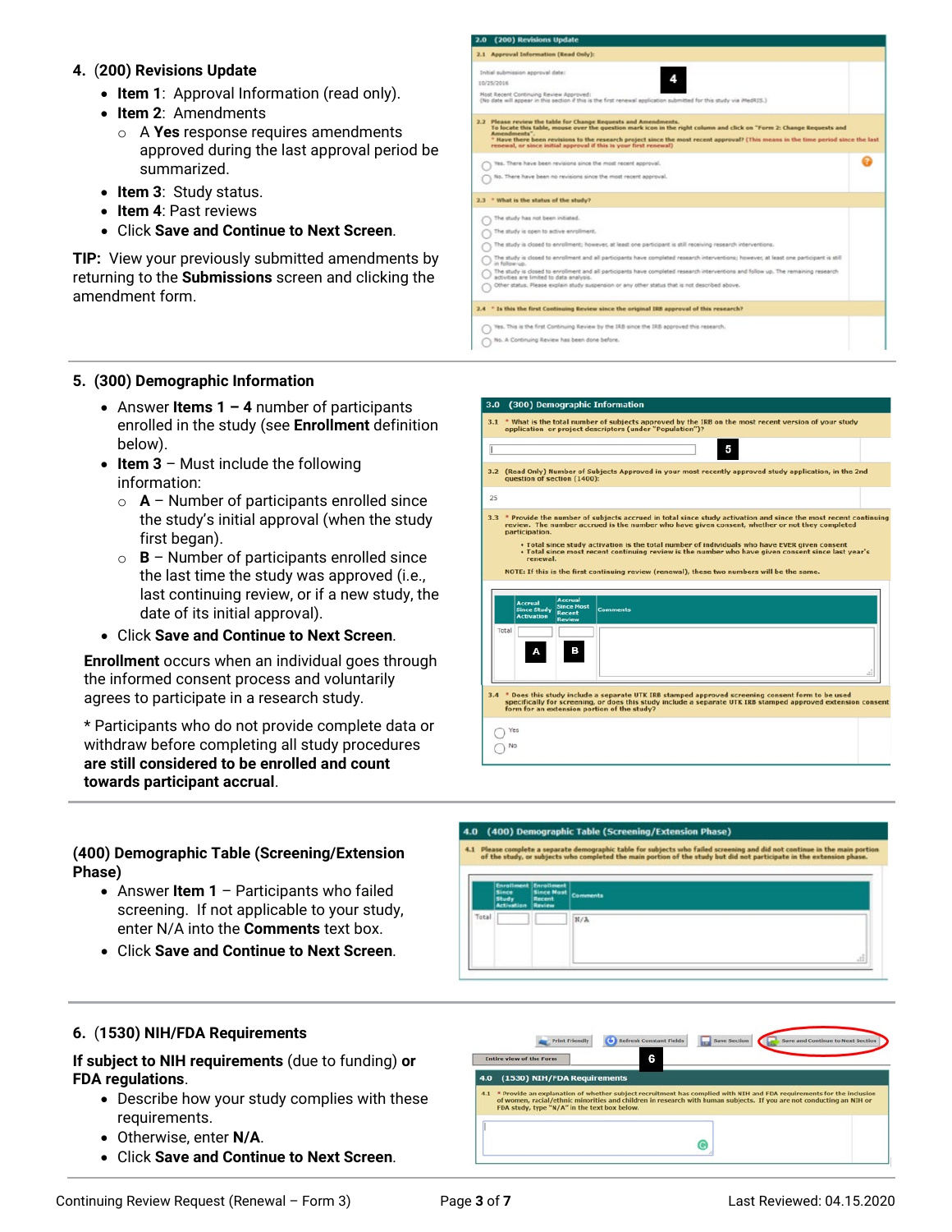4. **(200) Revisions Update**
   - **Item 1**: Approval Information (read only).
   - **Item 2**: Amendments
     - A **Yes** response requires amendments approved during the last approval period be summarized.
   - **Item 3**: Study status.
   - **Item 4**: Past reviews
   - Click **Save and Continue to Next Screen**.

**TIP:** View your previously submitted amendments by returning to the **Submissions** screen and clicking the amendment form.

5. **(300) Demographic Information**
   - Answer **Items 1 – 4** number of participants enrolled in the study (see **Enrollment** definition below).
   - **Item 3** – Must include the following information:
     - **A** – Number of participants enrolled since the study's initial approval (when the study first began).
     - **B** – Number of participants enrolled since the last time the study was approved (i.e., last continuing review, or if a new study, the date of its initial approval).
   - Click **Save and Continue to Next Screen**.

**Enrollment** occurs when an individual goes through the informed consent process and voluntarily agrees to participate in a research study.

* Participants who do not provide complete data or withdraw before completing all study procedures **are still considered to be enrolled and count towards participant accrual**.

**(400) Demographic Table (Screening/Extension Phase)**
   - Answer **Item 1** – Participants who failed screening. If not applicable to your study, enter N/A into the **Comments** text box.
   - Click **Save and Continue to Next Screen**.

6. **(1530) NIH/FDA Requirements**

**If subject to NIH requirements** (due to funding) **or FDA regulations**.
   - Describe how your study complies with these requirements.
   - Otherwise, enter **N/A**.
   - Click **Save and Continue to Next Screen**.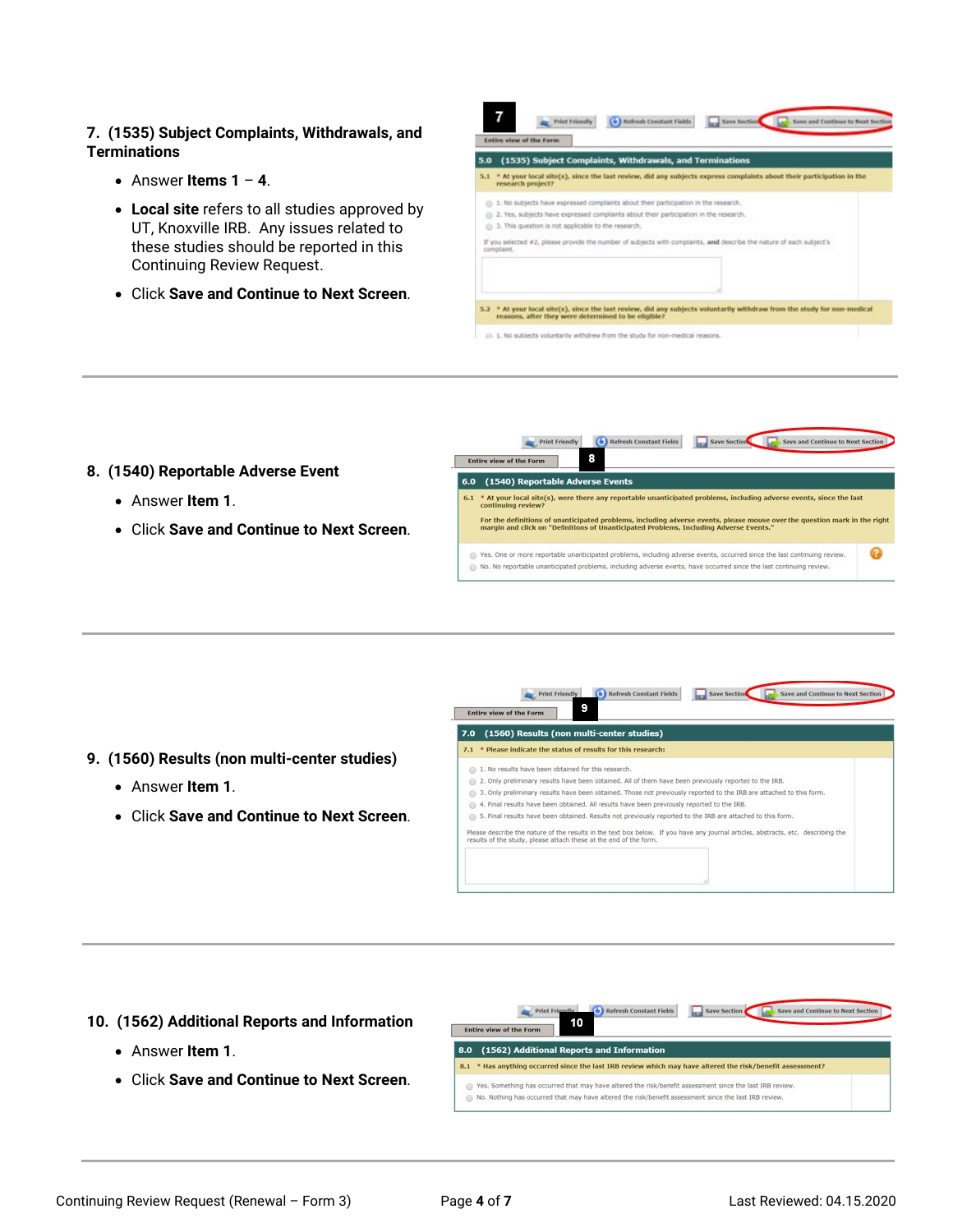## 7. (1535) Subject Complaints, Withdrawals, and Terminations

- Answer **Items 1** – **4**.
- **Local site** refers to all studies approved by UT, Knoxville IRB. Any issues related to these studies should be reported in this Continuing Review Request.
- Click **Save and Continue to Next Screen**.

---

## 8. (1540) Reportable Adverse Event

- Answer **Item 1**.
- Click **Save and Continue to Next Screen**.

---

## 9. (1560) Results (non multi-center studies)

- Answer **Item 1**.
- Click **Save and Continue to Next Screen**.

---

## 10. (1562) Additional Reports and Information

- Answer **Item 1**.
- Click **Save and Continue to Next Screen**.

---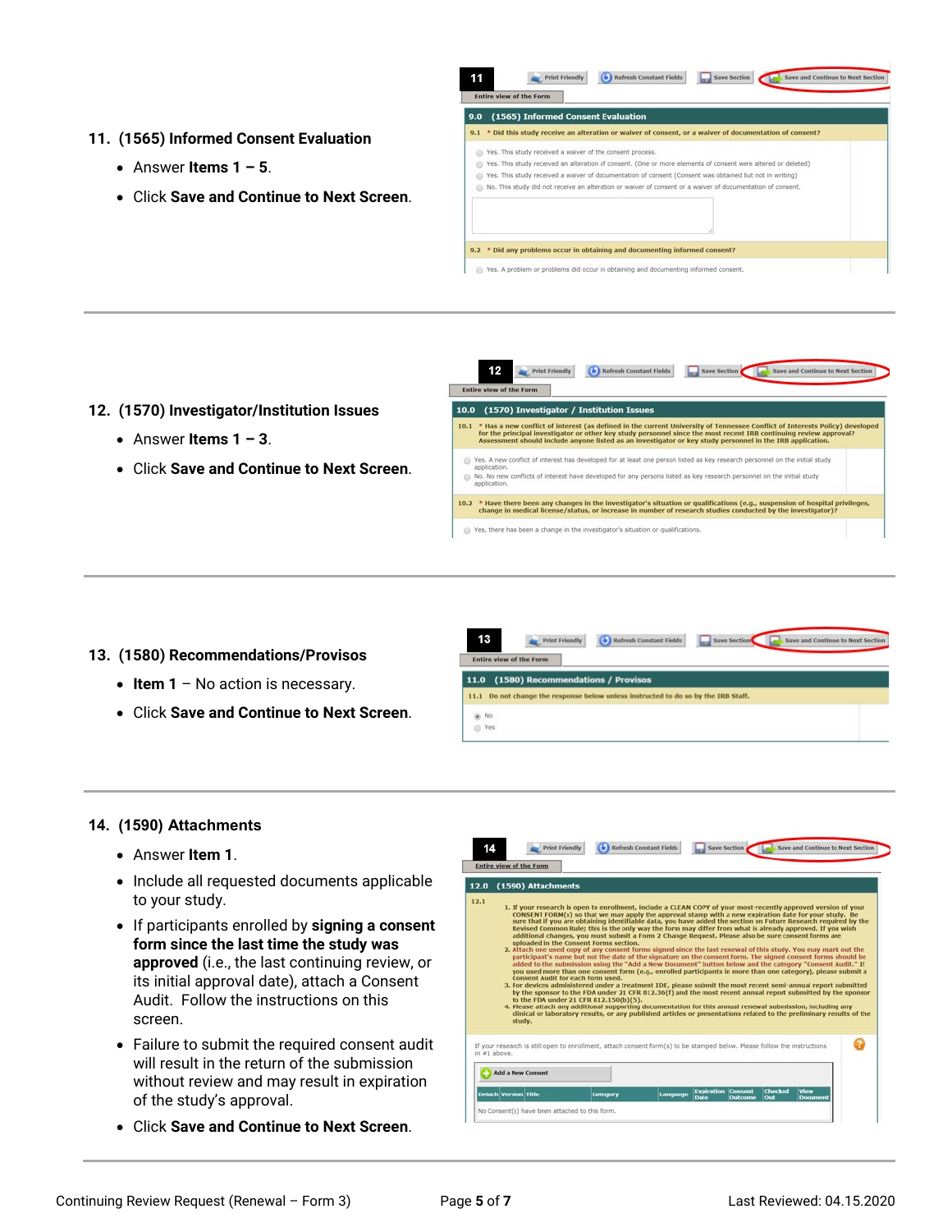11. **(1565) Informed Consent Evaluation**
    - Answer **Items 1 – 5**.
    - Click **Save and Continue to Next Screen**.

---

12. **(1570) Investigator/Institution Issues**
    - Answer **Items 1 – 3**.
    - Click **Save and Continue to Next Screen**.

---

13. **(1580) Recommendations/Provisos**
    - **Item 1** – No action is necessary.
    - Click **Save and Continue to Next Screen**.

---

14. **(1590) Attachments**
    - Answer **Item 1**.
    - Include all requested documents applicable to your study.
    - If participants enrolled by **signing a consent form since the last time the study was approved** (i.e., the last continuing review, or its initial approval date), attach a Consent Audit. Follow the instructions on this screen.
    - Failure to submit the required consent audit will result in the return of the submission without review and may result in expiration of the study's approval.
    - Click **Save and Continue to Next Screen**.

---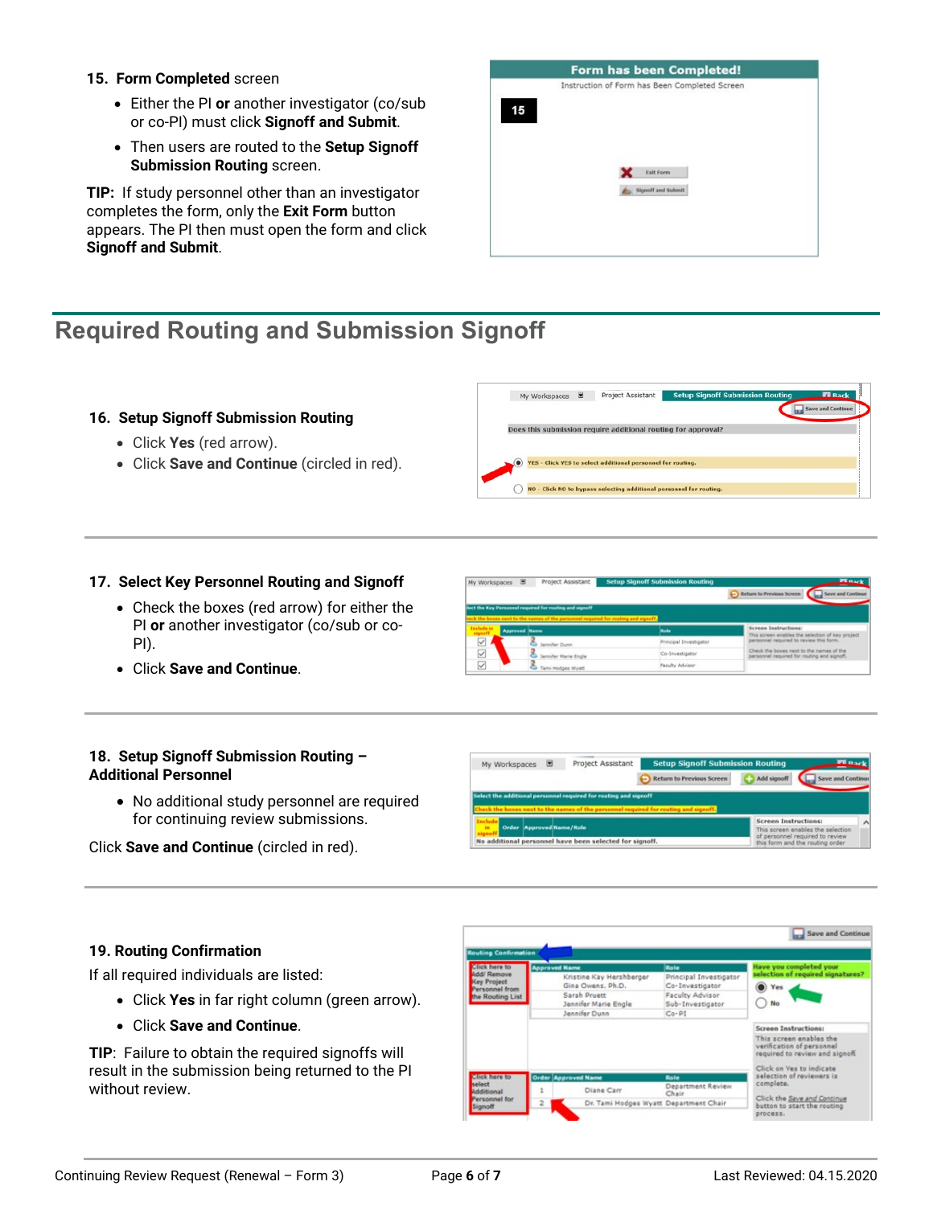**15. Form Completed screen**

- Either the PI **or** another investigator (co/sub or co-PI) must click **Signoff and Submit**.
- Then users are routed to the **Setup Signoff Submission Routing** screen.

**TIP:** If study personnel other than an investigator completes the form, only the **Exit Form** button appears. The PI then must open the form and click **Signoff and Submit**.

## Required Routing and Submission Signoff

**16. Setup Signoff Submission Routing**

- Click **Yes** (red arrow).
- Click **Save and Continue** (circled in red).

**17. Select Key Personnel Routing and Signoff**

- Check the boxes (red arrow) for either the PI **or** another investigator (co/sub or co-PI).
- Click **Save and Continue**.

**18. Setup Signoff Submission Routing – Additional Personnel**

- No additional study personnel are required for continuing review submissions.

Click **Save and Continue** (circled in red).

**19. Routing Confirmation**

If all required individuals are listed:

- Click **Yes** in far right column (green arrow).
- Click **Save and Continue**.

**TIP**: Failure to obtain the required signoffs will result in the submission being returned to the PI without review.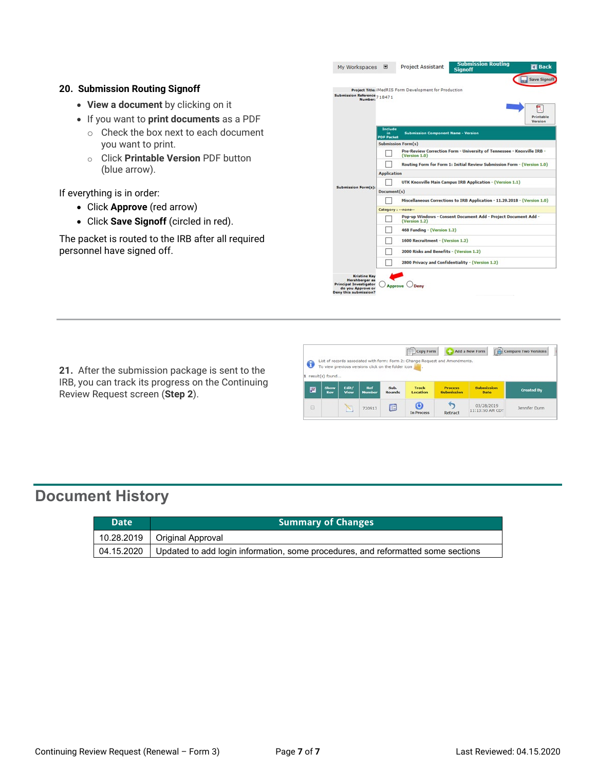**20. Submission Routing Signoff**

- **View a document** by clicking on it
- If you want to **print documents** as a PDF
  - Check the box next to each document you want to print.
  - Click **Printable Version** PDF button (blue arrow).

If everything is in order:

- Click **Approve** (red arrow).
- Click **Save Signoff** (circled in red).

The packet is routed to the IRB after all required personnel have signed off.

**21.** After the submission package is sent to the IRB, you can track its progress on the Continuing Review Request screen (**Step 2**).

# Document History

| Date | Summary of Changes |
|---|---|
| 10.28.2019 | Original Approval |
| 04.15.2020 | Updated to add login information, some procedures, and reformatted some sections |